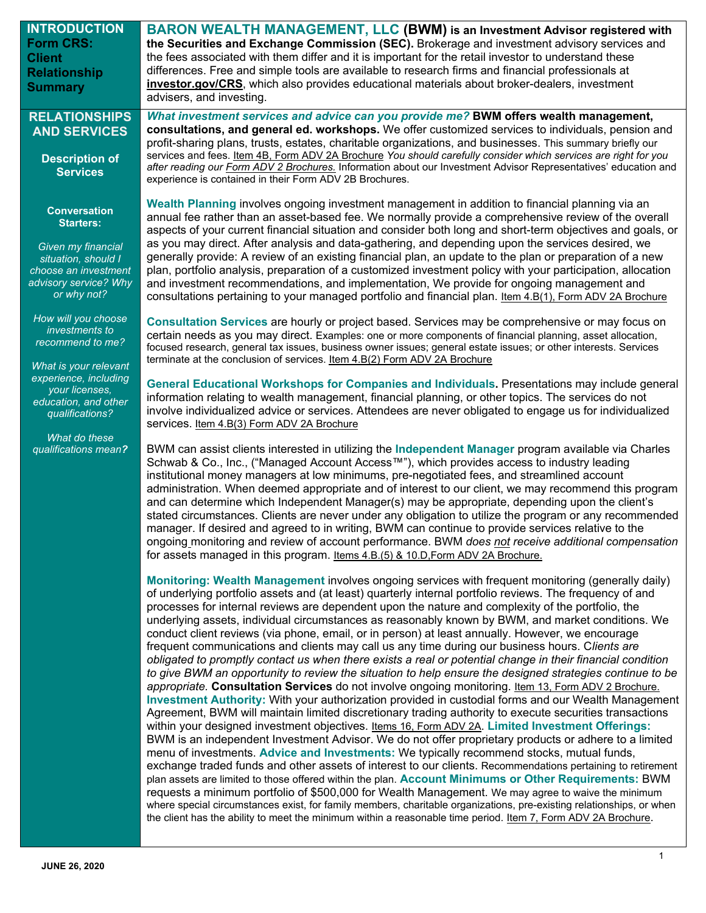## INTRODUCTION Form CRS: Client Relationship Summary

**BARON WEALTH MANAGEMENT, LLC (BWM) is an Investment Advisor registered with the Securities and Exchange Commission (SEC).** Brokerage and investment advisory services and the fees associated with them differ and it is important for the retail investor to understand these differences. Free and simple tools are available to research firms and financial professionals at **investor.gov/CRS**, which also provides educational materials about broker-dealers, investment advisers, and investing.

## RELATIONSHIPS AND SERVICES

### Description of Services

**Conversation Starters:**

*Given my financial situation, should I choose an investment advisory service? Why or why not?*

*How will you choose investments to recommend to me?*

*What is your relevant experience, including your licenses, education, and other qualifications?*

*What do these qualifications mean?*

***What investment services and advice can you provide me?*** **BWM offers wealth management, consultations, and general ed. workshops.** We offer customized services to individuals, pension and profit-sharing plans, trusts, estates, charitable organizations, and businesses. This summary briefly our services and fees. Item 4B, Form ADV 2A Brochure *You should carefully consider which services are right for you after reading our Form ADV 2 Brochures.* Information about our Investment Advisor Representatives' education and experience is contained in their Form ADV 2B Brochures.

**Wealth Planning** involves ongoing investment management in addition to financial planning via an annual fee rather than an asset-based fee. We normally provide a comprehensive review of the overall aspects of your current financial situation and consider both long and short-term objectives and goals, or as you may direct. After analysis and data-gathering, and depending upon the services desired, we generally provide: A review of an existing financial plan, an update to the plan or preparation of a new plan, portfolio analysis, preparation of a customized investment policy with your participation, allocation and investment recommendations, and implementation, We provide for ongoing management and consultations pertaining to your managed portfolio and financial plan. Item 4.B(1), Form ADV 2A Brochure

**Consultation Services** are hourly or project based. Services may be comprehensive or may focus on certain needs as you may direct. Examples: one or more components of financial planning, asset allocation, focused research, general tax issues, business owner issues; general estate issues; or other interests. Services terminate at the conclusion of services. Item 4.B(2) Form ADV 2A Brochure

**General Educational Workshops for Companies and Individuals.** Presentations may include general information relating to wealth management, financial planning, or other topics. The services do not involve individualized advice or services. Attendees are never obligated to engage us for individualized services. Item 4.B(3) Form ADV 2A Brochure

BWM can assist clients interested in utilizing the **Independent Manager** program available via Charles Schwab & Co., Inc., ("Managed Account Access™"), which provides access to industry leading institutional money managers at low minimums, pre-negotiated fees, and streamlined account administration. When deemed appropriate and of interest to our client, we may recommend this program and can determine which Independent Manager(s) may be appropriate, depending upon the client's stated circumstances. Clients are never under any obligation to utilize the program or any recommended manager. If desired and agreed to in writing, BWM can continue to provide services relative to the ongoing monitoring and review of account performance. BWM *does not receive additional compensation* for assets managed in this program. Items 4.B.(5) & 10.D,Form ADV 2A Brochure.

**Monitoring: Wealth Management** involves ongoing services with frequent monitoring (generally daily) of underlying portfolio assets and (at least) quarterly internal portfolio reviews. The frequency of and processes for internal reviews are dependent upon the nature and complexity of the portfolio, the underlying assets, individual circumstances as reasonably known by BWM, and market conditions. We conduct client reviews (via phone, email, or in person) at least annually. However, we encourage frequent communications and clients may call us any time during our business hours. C*lients are obligated to promptly contact us when there exists a real or potential change in their financial condition to give BWM an opportunity to review the situation to help ensure the designed strategies continue to be appropriate.* **Consultation Services** do not involve ongoing monitoring. Item 13, Form ADV 2 Brochure. **Investment Authority:** With your authorization provided in custodial forms and our Wealth Management Agreement, BWM will maintain limited discretionary trading authority to execute securities transactions within your designed investment objectives. Items 16, Form ADV 2A. **Limited Investment Offerings:** BWM is an independent Investment Advisor. We do not offer proprietary products or adhere to a limited menu of investments. **Advice and Investments:** We typically recommend stocks, mutual funds, exchange traded funds and other assets of interest to our clients. Recommendations pertaining to retirement plan assets are limited to those offered within the plan. **Account Minimums or Other Requirements:** BWM requests a minimum portfolio of $500,000 for Wealth Management. We may agree to waive the minimum where special circumstances exist, for family members, charitable organizations, pre-existing relationships, or when the client has the ability to meet the minimum within a reasonable time period. Item 7, Form ADV 2A Brochure.

**JUNE 26, 2020**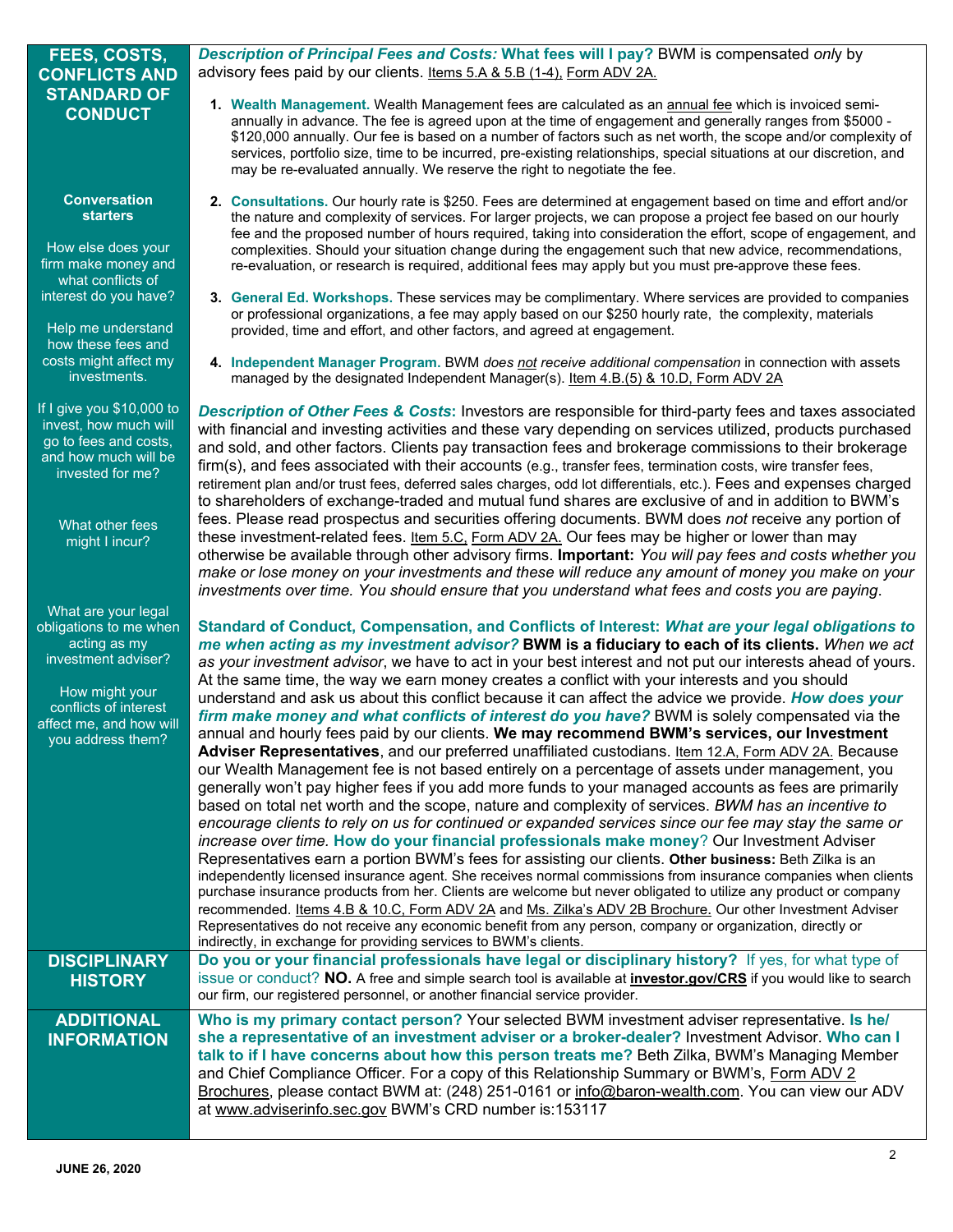## FEES, COSTS, CONFLICTS AND STANDARD OF CONDUCT

**Conversation starters**

How else does your firm make money and what conflicts of interest do you have?

Help me understand how these fees and costs might affect my investments.

If I give you $10,000 to invest, how much will go to fees and costs, and how much will be invested for me?

What other fees might I incur?

What are your legal obligations to me when acting as my investment adviser?

How might your conflicts of interest affect me, and how will you address them?

***Description of Principal Fees and Costs:*** **What fees will I pay?** BWM is compensated *only* by advisory fees paid by our clients. Items 5.A & 5.B (1-4), Form ADV 2A.

1. **Wealth Management.** Wealth Management fees are calculated as an annual fee which is invoiced semi-annually in advance. The fee is agreed upon at the time of engagement and generally ranges from $5000 - $120,000 annually. Our fee is based on a number of factors such as net worth, the scope and/or complexity of services, portfolio size, time to be incurred, pre-existing relationships, special situations at our discretion, and may be re-evaluated annually. We reserve the right to negotiate the fee.
2. **Consultations.** Our hourly rate is $250. Fees are determined at engagement based on time and effort and/or the nature and complexity of services. For larger projects, we can propose a project fee based on our hourly fee and the proposed number of hours required, taking into consideration the effort, scope of engagement, and complexities. Should your situation change during the engagement such that new advice, recommendations, re-evaluation, or research is required, additional fees may apply but you must pre-approve these fees.
3. **General Ed. Workshops.** These services may be complimentary. Where services are provided to companies or professional organizations, a fee may apply based on our $250 hourly rate, the complexity, materials provided, time and effort, and other factors, and agreed at engagement.
4. **Independent Manager Program.** BWM *does not receive additional compensation* in connection with assets managed by the designated Independent Manager(s). Item 4.B.(5) & 10.D, Form ADV 2A

***Description of Other Fees & Costs*:** Investors are responsible for third-party fees and taxes associated with financial and investing activities and these vary depending on services utilized, products purchased and sold, and other factors. Clients pay transaction fees and brokerage commissions to their brokerage firm(s), and fees associated with their accounts (e.g., transfer fees, termination costs, wire transfer fees, retirement plan and/or trust fees, deferred sales charges, odd lot differentials, etc.). Fees and expenses charged to shareholders of exchange-traded and mutual fund shares are exclusive of and in addition to BWM's fees. Please read prospectus and securities offering documents. BWM does *not* receive any portion of these investment-related fees. Item 5.C, Form ADV 2A. Our fees may be higher or lower than may otherwise be available through other advisory firms. **Important:** *You will pay fees and costs whether you make or lose money on your investments and these will reduce any amount of money you make on your investments over time. You should ensure that you understand what fees and costs you are paying.*

**Standard of Conduct, Compensation, and Conflicts of Interest:** ***What are your legal obligations to me when acting as my investment advisor?*** **BWM is a fiduciary to each of its clients.** *When we act as your investment advisor*, we have to act in your best interest and not put our interests ahead of yours. At the same time, the way we earn money creates a conflict with your interests and you should understand and ask us about this conflict because it can affect the advice we provide. ***How does your firm make money and what conflicts of interest do you have?*** BWM is solely compensated via the annual and hourly fees paid by our clients. **We may recommend BWM's services, our Investment Adviser Representatives**, and our preferred unaffiliated custodians. Item 12.A, Form ADV 2A. Because our Wealth Management fee is not based entirely on a percentage of assets under management, you generally won't pay higher fees if you add more funds to your managed accounts as fees are primarily based on total net worth and the scope, nature and complexity of services. *BWM has an incentive to encourage clients to rely on us for continued or expanded services since our fee may stay the same or increase over time.* **How do your financial professionals make money**? Our Investment Adviser Representatives earn a portion BWM's fees for assisting our clients. **Other business:** Beth Zilka is an independently licensed insurance agent. She receives normal commissions from insurance companies when clients purchase insurance products from her. Clients are welcome but never obligated to utilize any product or company recommended. Items 4.B & 10.C, Form ADV 2A and Ms. Zilka's ADV 2B Brochure. Our other Investment Adviser Representatives do not receive any economic benefit from any person, company or organization, directly or indirectly, in exchange for providing services to BWM's clients.

## DISCIPLINARY HISTORY

**Do you or your financial professionals have legal or disciplinary history?** If yes, for what type of issue or conduct? **NO.** A free and simple search tool is available at **investor.gov/CRS** if you would like to search our firm, our registered personnel, or another financial service provider.

## ADDITIONAL INFORMATION

**Who is my primary contact person?** Your selected BWM investment adviser representative. **Is he/ she a representative of an investment adviser or a broker-dealer?** Investment Advisor. **Who can I talk to if I have concerns about how this person treats me?** Beth Zilka, BWM's Managing Member and Chief Compliance Officer. For a copy of this Relationship Summary or BWM's, Form ADV 2 Brochures, please contact BWM at: (248) 251-0161 or info@baron-wealth.com. You can view our ADV at www.adviserinfo.sec.gov BWM's CRD number is:153117

JUNE 26, 2020